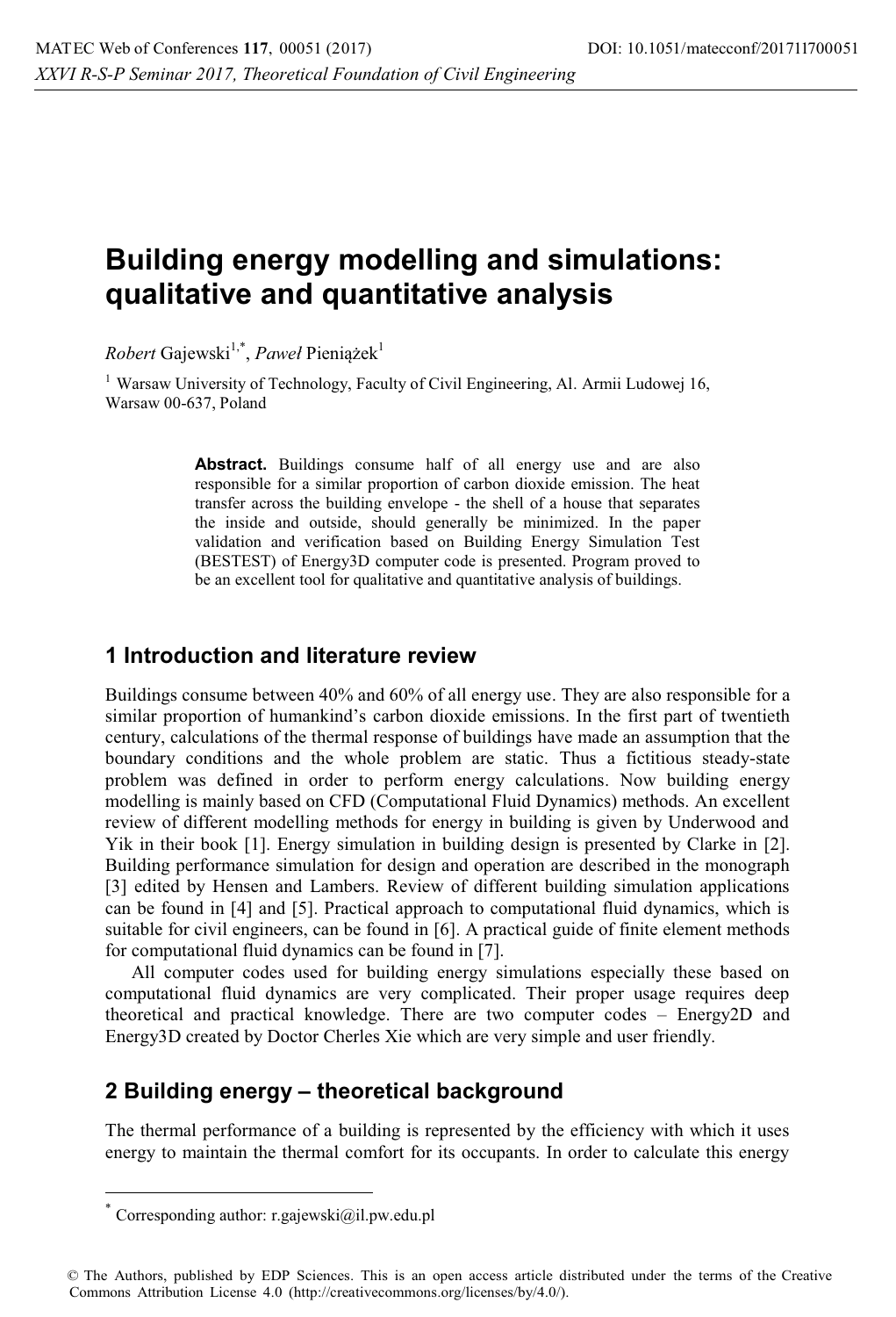# Building energy modelling and simulations: qualitative and quantitative analysis

*Robert* Gajewski[1,*], *Paweł* Pieniążek[1]

[1] Warsaw University of Technology, Faculty of Civil Engineering, Al. Armii Ludowej 16, Warsaw 00-637, Poland

**Abstract.** Buildings consume half of all energy use and are also responsible for a similar proportion of carbon dioxide emission. The heat transfer across the building envelope - the shell of a house that separates the inside and outside, should generally be minimized. In the paper validation and verification based on Building Energy Simulation Test (BESTEST) of Energy3D computer code is presented. Program proved to be an excellent tool for qualitative and quantitative analysis of buildings.

## 1 Introduction and literature review

Buildings consume between 40% and 60% of all energy use. They are also responsible for a similar proportion of humankind's carbon dioxide emissions. In the first part of twentieth century, calculations of the thermal response of buildings have made an assumption that the boundary conditions and the whole problem are static. Thus a fictitious steady-state problem was defined in order to perform energy calculations. Now building energy modelling is mainly based on CFD (Computational Fluid Dynamics) methods. An excellent review of different modelling methods for energy in building is given by Underwood and Yik in their book [1]. Energy simulation in building design is presented by Clarke in [2]. Building performance simulation for design and operation are described in the monograph [3] edited by Hensen and Lambers. Review of different building simulation applications can be found in [4] and [5]. Practical approach to computational fluid dynamics, which is suitable for civil engineers, can be found in [6]. A practical guide of finite element methods for computational fluid dynamics can be found in [7].

All computer codes used for building energy simulations especially these based on computational fluid dynamics are very complicated. Their proper usage requires deep theoretical and practical knowledge. There are two computer codes – Energy2D and Energy3D created by Doctor Cherles Xie which are very simple and user friendly.

## 2 Building energy – theoretical background

The thermal performance of a building is represented by the efficiency with which it uses energy to maintain the thermal comfort for its occupants. In order to calculate this energy

* Corresponding author: r.gajewski@il.pw.edu.pl

© The Authors, published by EDP Sciences. This is an open access article distributed under the terms of the Creative Commons Attribution License 4.0 (http://creativecommons.org/licenses/by/4.0/).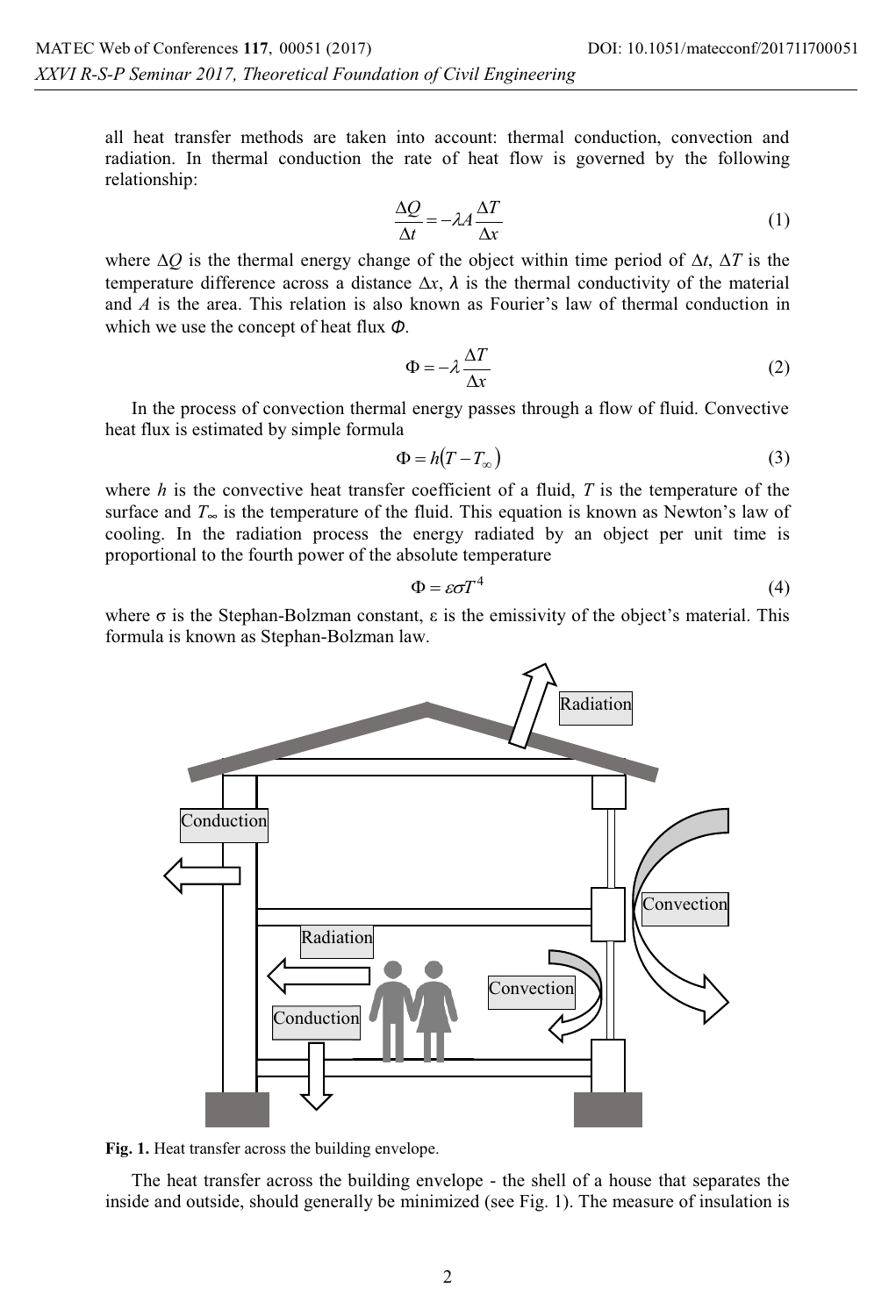all heat transfer methods are taken into account: thermal conduction, convection and radiation. In thermal conduction the rate of heat flow is governed by the following relationship:

$$\frac{\Delta Q}{\Delta t} = -\lambda A \frac{\Delta T}{\Delta x} \tag{1}$$

where $\Delta Q$ is the thermal energy change of the object within time period of $\Delta t$, $\Delta T$ is the temperature difference across a distance $\Delta x$, $\lambda$ is the thermal conductivity of the material and $A$ is the area. This relation is also known as Fourier's law of thermal conduction in which we use the concept of heat flux $\Phi$.

$$\Phi = -\lambda \frac{\Delta T}{\Delta x} \tag{2}$$

In the process of convection thermal energy passes through a flow of fluid. Convective heat flux is estimated by simple formula

$$\Phi = h(T - T_\infty) \tag{3}$$

where $h$ is the convective heat transfer coefficient of a fluid, $T$ is the temperature of the surface and $T_\infty$ is the temperature of the fluid. This equation is known as Newton's law of cooling. In the radiation process the energy radiated by an object per unit time is proportional to the fourth power of the absolute temperature

$$\Phi = \varepsilon \sigma T^4 \tag{4}$$

where σ is the Stephan-Bolzman constant, ε is the emissivity of the object's material. This formula is known as Stephan-Bolzman law.

**Fig. 1.** Heat transfer across the building envelope.

The heat transfer across the building envelope - the shell of a house that separates the inside and outside, should generally be minimized (see Fig. 1). The measure of insulation is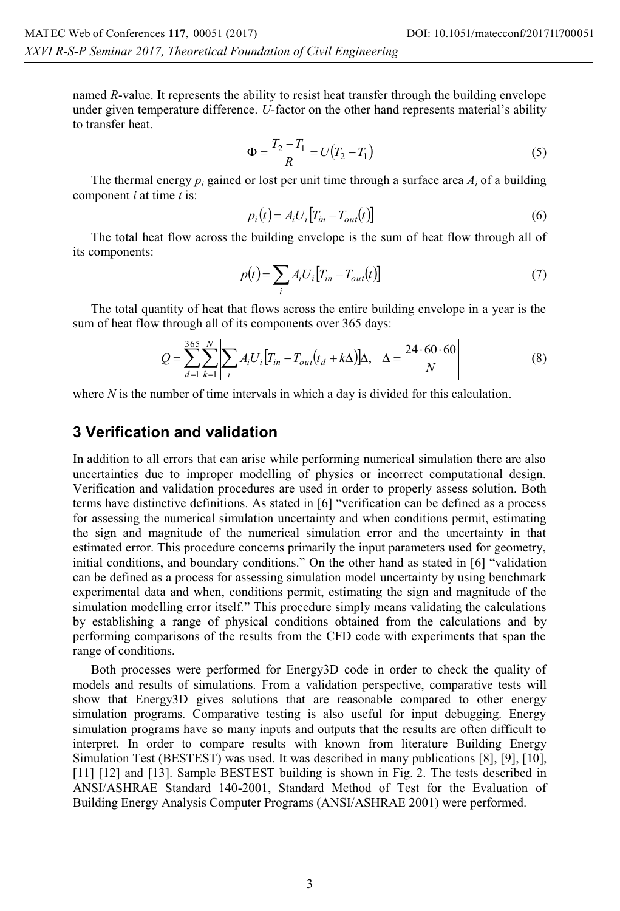named *R*-value. It represents the ability to resist heat transfer through the building envelope under given temperature difference. *U*-factor on the other hand represents material's ability to transfer heat.

$$\Phi = \frac{T_2 - T_1}{R} = U(T_2 - T_1) \tag{5}$$

The thermal energy $p_i$ gained or lost per unit time through a surface area $A_i$ of a building component $i$ at time $t$ is:

$$p_i(t) = A_i U_i [T_{in} - T_{out}(t)] \tag{6}$$

The total heat flow across the building envelope is the sum of heat flow through all of its components:

$$p(t) = \sum_i A_i U_i [T_{in} - T_{out}(t)] \tag{7}$$

The total quantity of heat that flows across the entire building envelope in a year is the sum of heat flow through all of its components over 365 days:

$$Q = \sum_{d=1}^{365} \sum_{k=1}^{N} \left| \sum_i A_i U_i [T_{in} - T_{out}(t_d + k\Delta)] \Delta, \quad \Delta = \frac{24 \cdot 60 \cdot 60}{N} \right| \tag{8}$$

where $N$ is the number of time intervals in which a day is divided for this calculation.

## 3 Verification and validation

In addition to all errors that can arise while performing numerical simulation there are also uncertainties due to improper modelling of physics or incorrect computational design. Verification and validation procedures are used in order to properly assess solution. Both terms have distinctive definitions. As stated in [6] "verification can be defined as a process for assessing the numerical simulation uncertainty and when conditions permit, estimating the sign and magnitude of the numerical simulation error and the uncertainty in that estimated error. This procedure concerns primarily the input parameters used for geometry, initial conditions, and boundary conditions." On the other hand as stated in [6] "validation can be defined as a process for assessing simulation model uncertainty by using benchmark experimental data and when, conditions permit, estimating the sign and magnitude of the simulation modelling error itself." This procedure simply means validating the calculations by establishing a range of physical conditions obtained from the calculations and by performing comparisons of the results from the CFD code with experiments that span the range of conditions.

Both processes were performed for Energy3D code in order to check the quality of models and results of simulations. From a validation perspective, comparative tests will show that Energy3D gives solutions that are reasonable compared to other energy simulation programs. Comparative testing is also useful for input debugging. Energy simulation programs have so many inputs and outputs that the results are often difficult to interpret. In order to compare results with known from literature Building Energy Simulation Test (BESTEST) was used. It was described in many publications [8], [9], [10], [11] [12] and [13]. Sample BESTEST building is shown in Fig. 2. The tests described in ANSI/ASHRAE Standard 140-2001, Standard Method of Test for the Evaluation of Building Energy Analysis Computer Programs (ANSI/ASHRAE 2001) were performed.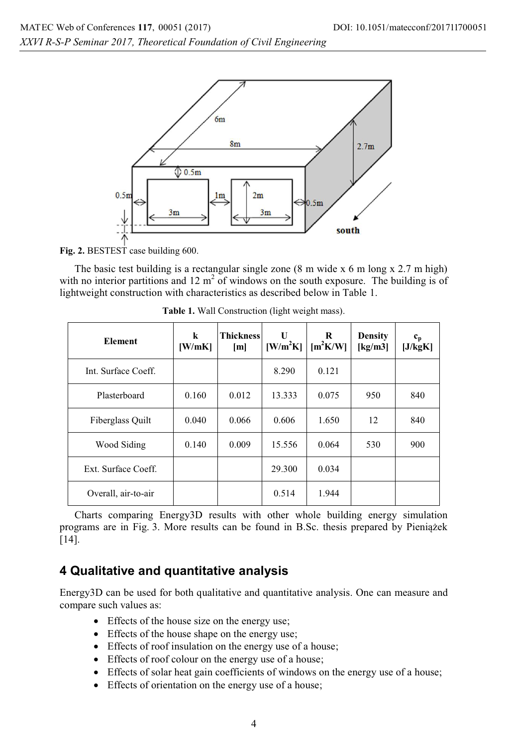**Fig. 2.** BESTEST case building 600.

The basic test building is a rectangular single zone (8 m wide x 6 m long x 2.7 m high) with no interior partitions and 12 $m^2$ of windows on the south exposure. The building is of lightweight construction with characteristics as described below in Table 1.

**Table 1.** Wall Construction (light weight mass).

| Element | k [W/mK] | Thickness [m] | U [W/m$^2$K] | R [m$^2$K/W] | Density [kg/m3] | $c_p$ [J/kgK] |
|---|---|---|---|---|---|---|
| Int. Surface Coeff. | | | 8.290 | 0.121 | | |
| Plasterboard | 0.160 | 0.012 | 13.333 | 0.075 | 950 | 840 |
| Fiberglass Quilt | 0.040 | 0.066 | 0.606 | 1.650 | 12 | 840 |
| Wood Siding | 0.140 | 0.009 | 15.556 | 0.064 | 530 | 900 |
| Ext. Surface Coeff. | | | 29.300 | 0.034 | | |
| Overall, air-to-air | | | 0.514 | 1.944 | | |

Charts comparing Energy3D results with other whole building energy simulation programs are in Fig. 3. More results can be found in B.Sc. thesis prepared by Pieniążek [14].

## 4 Qualitative and quantitative analysis

Energy3D can be used for both qualitative and quantitative analysis. One can measure and compare such values as:

- Effects of the house size on the energy use;
- Effects of the house shape on the energy use;
- Effects of roof insulation on the energy use of a house;
- Effects of roof colour on the energy use of a house;
- Effects of solar heat gain coefficients of windows on the energy use of a house;
- Effects of orientation on the energy use of a house;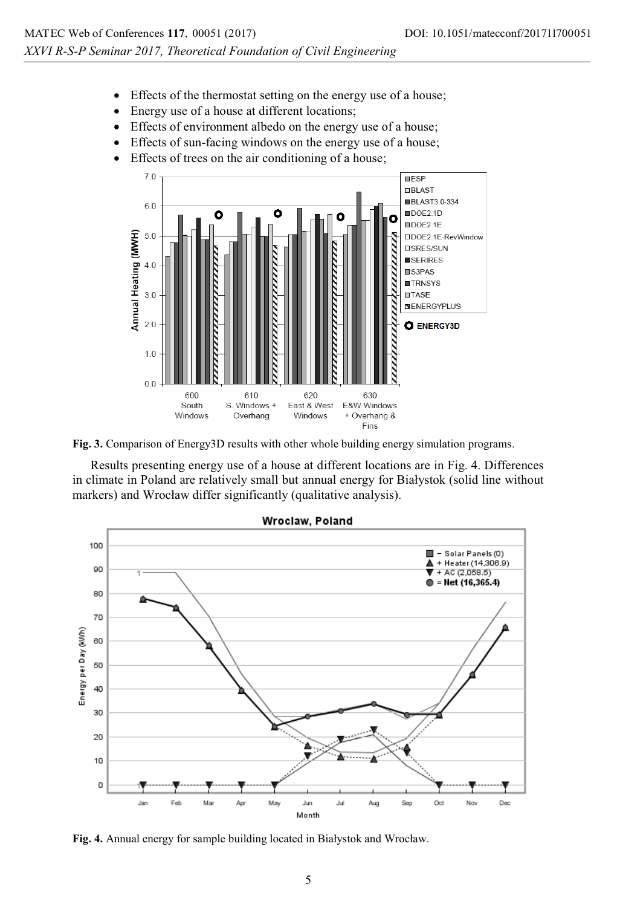- Effects of the thermostat setting on the energy use of a house;
- Energy use of a house at different locations;
- Effects of environment albedo on the energy use of a house;
- Effects of sun-facing windows on the energy use of a house;
- Effects of trees on the air conditioning of a house;

**Fig. 3.** Comparison of Energy3D results with other whole building energy simulation programs.

Results presenting energy use of a house at different locations are in Fig. 4. Differences in climate in Poland are relatively small but annual energy for Białystok (solid line without markers) and Wrocław differ significantly (qualitative analysis).

**Fig. 4.** Annual energy for sample building located in Białystok and Wrocław.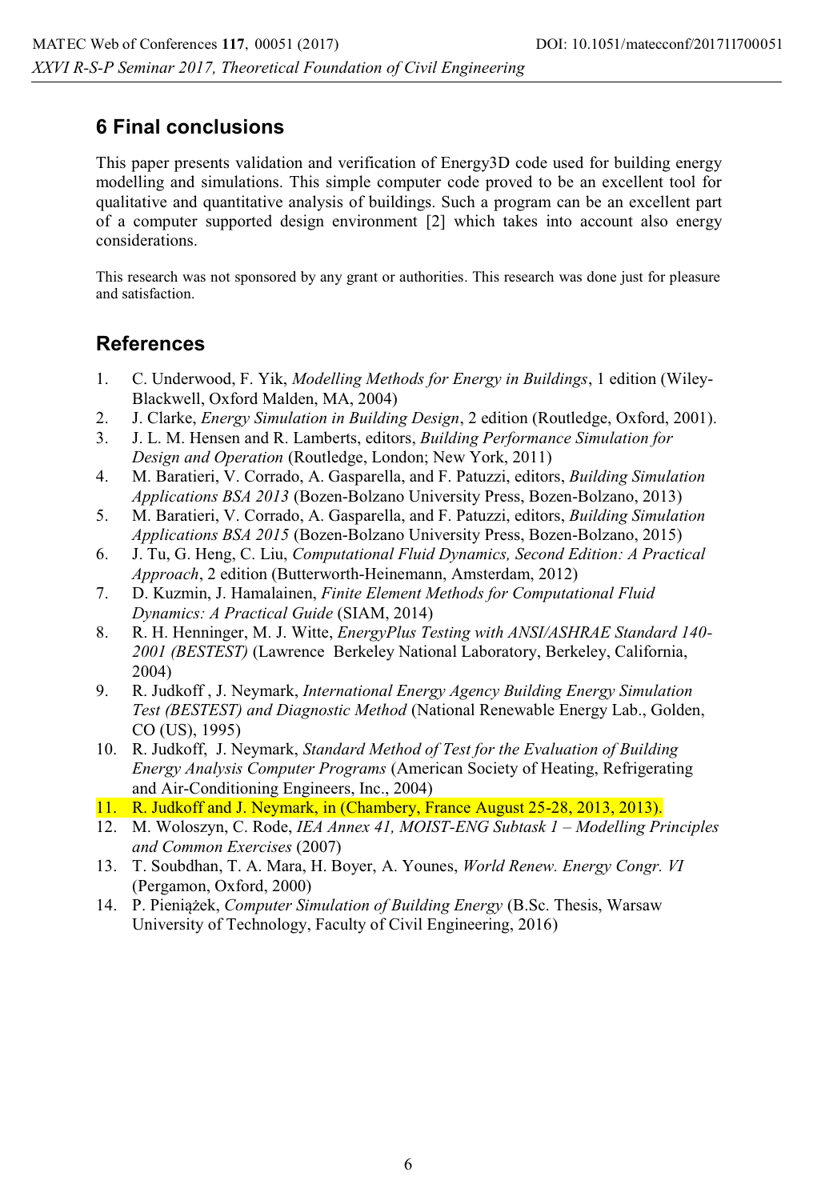## 6 Final conclusions

This paper presents validation and verification of Energy3D code used for building energy modelling and simulations. This simple computer code proved to be an excellent tool for qualitative and quantitative analysis of buildings. Such a program can be an excellent part of a computer supported design environment [2] which takes into account also energy considerations.

This research was not sponsored by any grant or authorities. This research was done just for pleasure and satisfaction.

## References

1. C. Underwood, F. Yik, *Modelling Methods for Energy in Buildings*, 1 edition (Wiley-Blackwell, Oxford Malden, MA, 2004)
2. J. Clarke, *Energy Simulation in Building Design*, 2 edition (Routledge, Oxford, 2001).
3. J. L. M. Hensen and R. Lamberts, editors, *Building Performance Simulation for Design and Operation* (Routledge, London; New York, 2011)
4. M. Baratieri, V. Corrado, A. Gasparella, and F. Patuzzi, editors, *Building Simulation Applications BSA 2013* (Bozen-Bolzano University Press, Bozen-Bolzano, 2013)
5. M. Baratieri, V. Corrado, A. Gasparella, and F. Patuzzi, editors, *Building Simulation Applications BSA 2015* (Bozen-Bolzano University Press, Bozen-Bolzano, 2015)
6. J. Tu, G. Heng, C. Liu, *Computational Fluid Dynamics, Second Edition: A Practical Approach*, 2 edition (Butterworth-Heinemann, Amsterdam, 2012)
7. D. Kuzmin, J. Hamalainen, *Finite Element Methods for Computational Fluid Dynamics: A Practical Guide* (SIAM, 2014)
8. R. H. Henninger, M. J. Witte, *EnergyPlus Testing with ANSI/ASHRAE Standard 140-2001 (BESTEST)* (Lawrence Berkeley National Laboratory, Berkeley, California, 2004)
9. R. Judkoff , J. Neymark, *International Energy Agency Building Energy Simulation Test (BESTEST) and Diagnostic Method* (National Renewable Energy Lab., Golden, CO (US), 1995)
10. R. Judkoff, J. Neymark, *Standard Method of Test for the Evaluation of Building Energy Analysis Computer Programs* (American Society of Heating, Refrigerating and Air-Conditioning Engineers, Inc., 2004)
11. R. Judkoff and J. Neymark, in (Chambery, France August 25-28, 2013, 2013).
12. M. Woloszyn, C. Rode, *IEA Annex 41, MOIST-ENG Subtask 1 – Modelling Principles and Common Exercises* (2007)
13. T. Soubdhan, T. A. Mara, H. Boyer, A. Younes, *World Renew. Energy Congr. VI* (Pergamon, Oxford, 2000)
14. P. Pieniążek, *Computer Simulation of Building Energy* (B.Sc. Thesis, Warsaw University of Technology, Faculty of Civil Engineering, 2016)